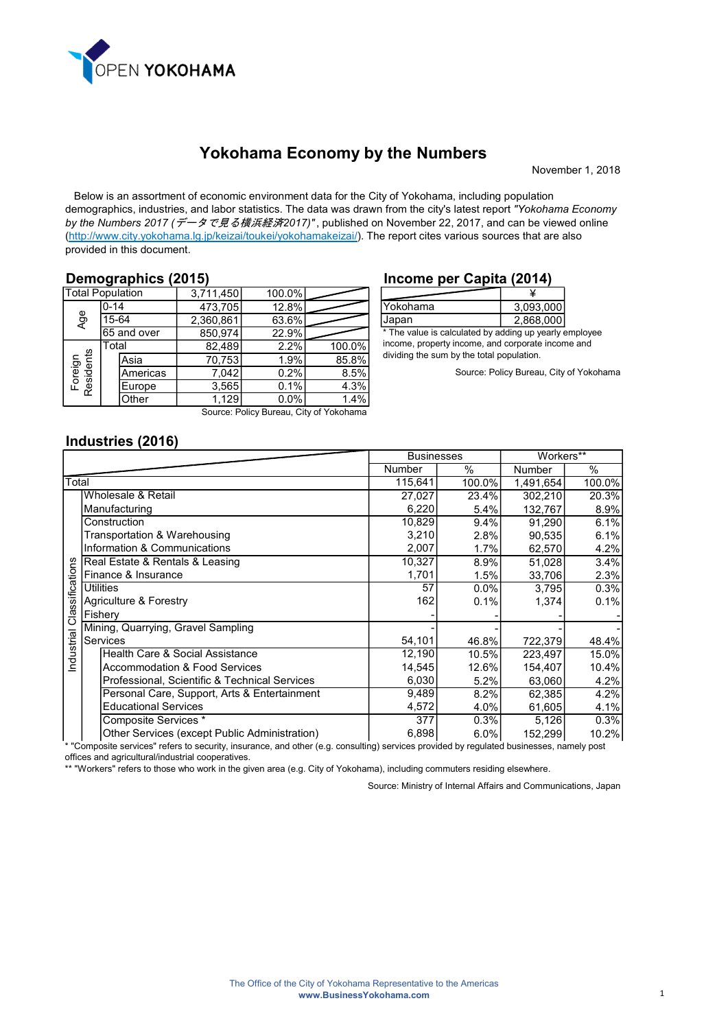# Yokohama Economy by the Numbers

November 1, 2018

Below is an assortment of economic environment data for the City of Yokohama, including population demographics, industries, and labor statistics. The data was drawn from the city's latest report *"Yokohama Economy by the Numbers 2017 (データで見る横浜経済2017)"*, published on November 22, 2017, and can be viewed online (http://www.city.yokohama.lg.jp/keizai/toukei/yokohamakeizai/). The report cites various sources that are also provided in this document.

## Demographics (2015)

| | | | | | |
|---|---|---|---|---|---|
| Total Population | | | 3,711,450 | 100.0% | |
| Age | 0-14 | | 473,705 | 12.8% | |
| | 15-64 | | 2,360,861 | 63.6% | |
| | 65 and over | | 850,974 | 22.9% | |
| Foreign Residents | Total | | 82,489 | 2.2% | 100.0% |
| | | Asia | 70,753 | 1.9% | 85.8% |
| | | Americas | 7,042 | 0.2% | 8.5% |
| | | Europe | 3,565 | 0.1% | 4.3% |
| | | Other | 1,129 | 0.0% | 1.4% |

Source: Policy Bureau, City of Yokohama

## Income per Capita (2014)

| | ¥ |
|---|---|
| Yokohama | 3,093,000 |
| Japan | 2,868,000 |

* The value is calculated by adding up yearly employee income, property income, and corporate income and dividing the sum by the total population.

Source: Policy Bureau, City of Yokohama

## Industries (2016)

| | | | Businesses | | Workers** | |
|---|---|---|---|---|---|---|
| | | | Number | % | Number | % |
| Total | | | 115,641 | 100.0% | 1,491,654 | 100.0% |
| Industrial Classifications | Wholesale & Retail | | 27,027 | 23.4% | 302,210 | 20.3% |
| | Manufacturing | | 6,220 | 5.4% | 132,767 | 8.9% |
| | Construction | | 10,829 | 9.4% | 91,290 | 6.1% |
| | Transportation & Warehousing | | 3,210 | 2.8% | 90,535 | 6.1% |
| | Information & Communications | | 2,007 | 1.7% | 62,570 | 4.2% |
| | Real Estate & Rentals & Leasing | | 10,327 | 8.9% | 51,028 | 3.4% |
| | Finance & Insurance | | 1,701 | 1.5% | 33,706 | 2.3% |
| | Utilities | | 57 | 0.0% | 3,795 | 0.3% |
| | Agriculture & Forestry | | 162 | 0.1% | 1,374 | 0.1% |
| | Fishery | | - | - | - | - |
| | Mining, Quarrying, Gravel Sampling | | - | - | - | - |
| | Services | | 54,101 | 46.8% | 722,379 | 48.4% |
| | | Health Care & Social Assistance | 12,190 | 10.5% | 223,497 | 15.0% |
| | | Accommodation & Food Services | 14,545 | 12.6% | 154,407 | 10.4% |
| | | Professional, Scientific & Technical Services | 6,030 | 5.2% | 63,060 | 4.2% |
| | | Personal Care, Support, Arts & Entertainment | 9,489 | 8.2% | 62,385 | 4.2% |
| | | Educational Services | 4,572 | 4.0% | 61,605 | 4.1% |
| | | Composite Services * | 377 | 0.3% | 5,126 | 0.3% |
| | | Other Services (except Public Administration) | 6,898 | 6.0% | 152,299 | 10.2% |

* "Composite services" refers to security, insurance, and other (e.g. consulting) services provided by regulated businesses, namely post offices and agricultural/industrial cooperatives.

** "Workers" refers to those who work in the given area (e.g. City of Yokohama), including commuters residing elsewhere.

Source: Ministry of Internal Affairs and Communications, Japan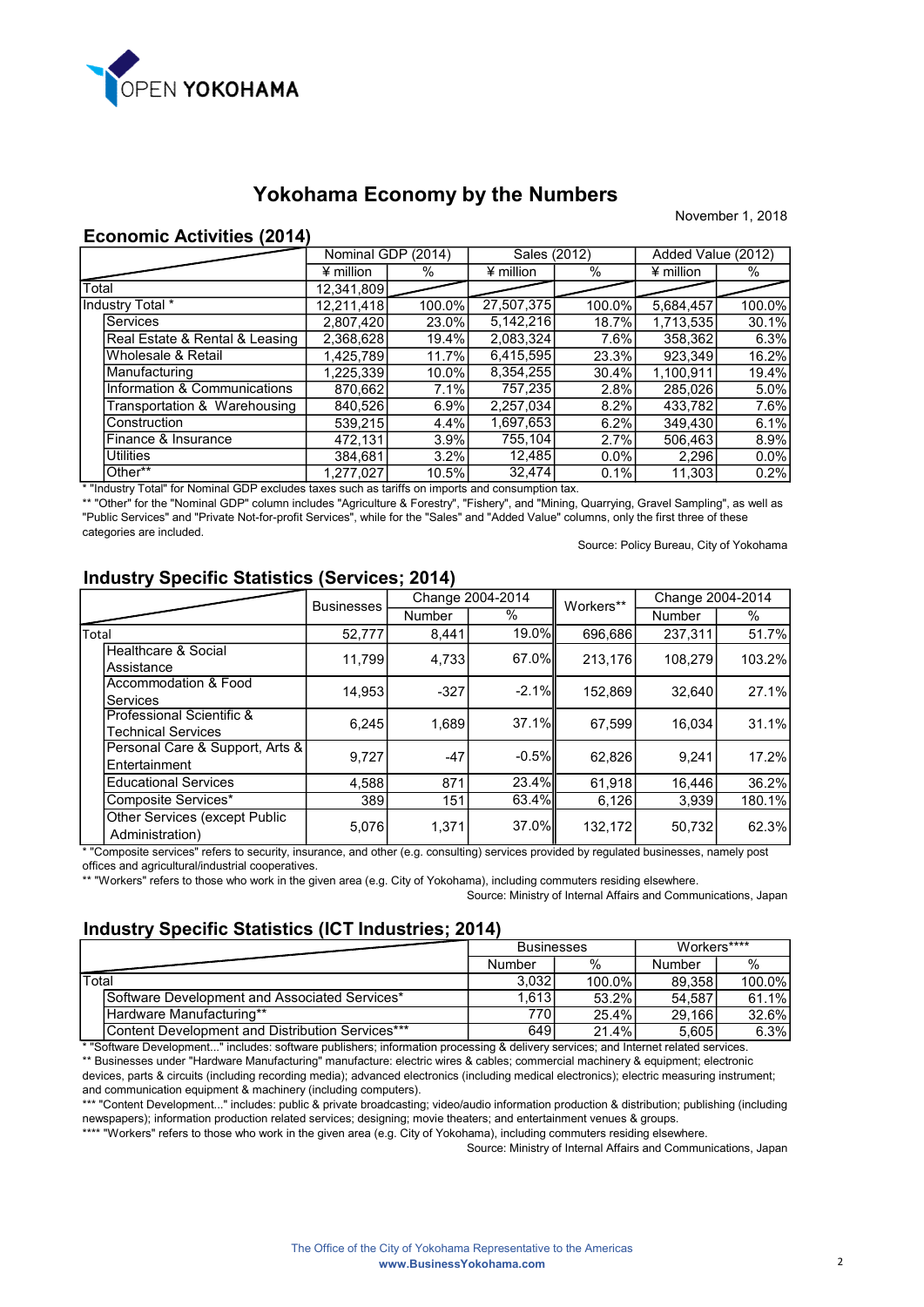# Yokohama Economy by the Numbers

November 1, 2018

## Economic Activities (2014)

| | Nominal GDP (2014) | | Sales (2012) | | Added Value (2012) | |
|---|---|---|---|---|---|---|
| | ¥ million | % | ¥ million | % | ¥ million | % |
| Total | 12,341,809 | | | | | |
| Industry Total * | 12,211,418 | 100.0% | 27,507,375 | 100.0% | 5,684,457 | 100.0% |
| Services | 2,807,420 | 23.0% | 5,142,216 | 18.7% | 1,713,535 | 30.1% |
| Real Estate & Rental & Leasing | 2,368,628 | 19.4% | 2,083,324 | 7.6% | 358,362 | 6.3% |
| Wholesale & Retail | 1,425,789 | 11.7% | 6,415,595 | 23.3% | 923,349 | 16.2% |
| Manufacturing | 1,225,339 | 10.0% | 8,354,255 | 30.4% | 1,100,911 | 19.4% |
| Information & Communications | 870,662 | 7.1% | 757,235 | 2.8% | 285,026 | 5.0% |
| Transportation & Warehousing | 840,526 | 6.9% | 2,257,034 | 8.2% | 433,782 | 7.6% |
| Construction | 539,215 | 4.4% | 1,697,653 | 6.2% | 349,430 | 6.1% |
| Finance & Insurance | 472,131 | 3.9% | 755,104 | 2.7% | 506,463 | 8.9% |
| Utilities | 384,681 | 3.2% | 12,485 | 0.0% | 2,296 | 0.0% |
| Other** | 1,277,027 | 10.5% | 32,474 | 0.1% | 11,303 | 0.2% |

* "Industry Total" for Nominal GDP excludes taxes such as tariffs on imports and consumption tax.

** "Other" for the "Nominal GDP" column includes "Agriculture & Forestry", "Fishery", and "Mining, Quarrying, Gravel Sampling", as well as "Public Services" and "Private Not-for-profit Services", while for the "Sales" and "Added Value" columns, only the first three of these categories are included.

Source: Policy Bureau, City of Yokohama

## Industry Specific Statistics (Services; 2014)

| | Businesses | Change 2004-2014 | | Workers** | Change 2004-2014 | |
|---|---|---|---|---|---|---|
| | | Number | % | | Number | % |
| Total | 52,777 | 8,441 | 19.0% | 696,686 | 237,311 | 51.7% |
| Healthcare & Social Assistance | 11,799 | 4,733 | 67.0% | 213,176 | 108,279 | 103.2% |
| Accommodation & Food Services | 14,953 | -327 | -2.1% | 152,869 | 32,640 | 27.1% |
| Professional Scientific & Technical Services | 6,245 | 1,689 | 37.1% | 67,599 | 16,034 | 31.1% |
| Personal Care & Support, Arts & Entertainment | 9,727 | -47 | -0.5% | 62,826 | 9,241 | 17.2% |
| Educational Services | 4,588 | 871 | 23.4% | 61,918 | 16,446 | 36.2% |
| Composite Services* | 389 | 151 | 63.4% | 6,126 | 3,939 | 180.1% |
| Other Services (except Public Administration) | 5,076 | 1,371 | 37.0% | 132,172 | 50,732 | 62.3% |

* "Composite services" refers to security, insurance, and other (e.g. consulting) services provided by regulated businesses, namely post offices and agricultural/industrial cooperatives.

** "Workers" refers to those who work in the given area (e.g. City of Yokohama), including commuters residing elsewhere.

Source: Ministry of Internal Affairs and Communications, Japan

## Industry Specific Statistics (ICT Industries; 2014)

| | Businesses | | Workers**** | |
|---|---|---|---|---|
| | Number | % | Number | % |
| Total | 3,032 | 100.0% | 89,358 | 100.0% |
| Software Development and Associated Services* | 1,613 | 53.2% | 54,587 | 61.1% |
| Hardware Manufacturing** | 770 | 25.4% | 29,166 | 32.6% |
| Content Development and Distribution Services*** | 649 | 21.4% | 5,605 | 6.3% |

* "Software Development..." includes: software publishers; information processing & delivery services; and Internet related services.

** Businesses under "Hardware Manufacturing" manufacture: electric wires & cables; commercial machinery & equipment; electronic devices, parts & circuits (including recording media); advanced electronics (including medical electronics); electric measuring instrument; and communication equipment & machinery (including computers).

*** "Content Development..." includes: public & private broadcasting; video/audio information production & distribution; publishing (including newspapers); information production related services; designing; movie theaters; and entertainment venues & groups.

**** "Workers" refers to those who work in the given area (e.g. City of Yokohama), including commuters residing elsewhere.

Source: Ministry of Internal Affairs and Communications, Japan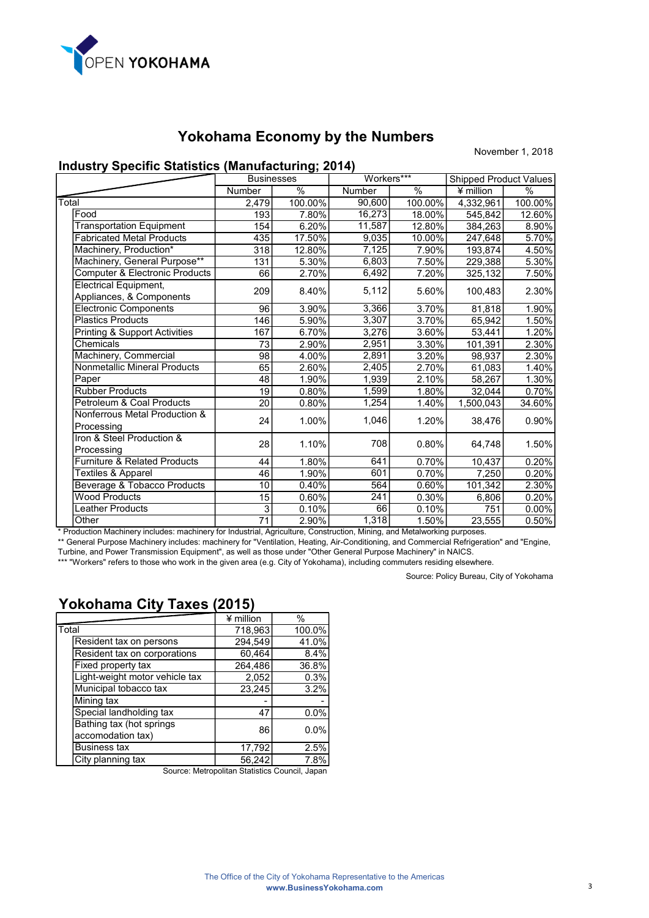OPEN YOKOHAMA

# Yokohama Economy by the Numbers

November 1, 2018

## Industry Specific Statistics (Manufacturing; 2014)

| | Businesses | | Workers*** | | Shipped Product Values | |
|---|---|---|---|---|---|---|
| | Number | % | Number | % | ¥ million | % |
| Total | 2,479 | 100.00% | 90,600 | 100.00% | 4,332,961 | 100.00% |
| Food | 193 | 7.80% | 16,273 | 18.00% | 545,842 | 12.60% |
| Transportation Equipment | 154 | 6.20% | 11,587 | 12.80% | 384,263 | 8.90% |
| Fabricated Metal Products | 435 | 17.50% | 9,035 | 10.00% | 247,648 | 5.70% |
| Machinery, Production* | 318 | 12.80% | 7,125 | 7.90% | 193,874 | 4.50% |
| Machinery, General Purpose** | 131 | 5.30% | 6,803 | 7.50% | 229,388 | 5.30% |
| Computer & Electronic Products | 66 | 2.70% | 6,492 | 7.20% | 325,132 | 7.50% |
| Electrical Equipment, Appliances, & Components | 209 | 8.40% | 5,112 | 5.60% | 100,483 | 2.30% |
| Electronic Components | 96 | 3.90% | 3,366 | 3.70% | 81,818 | 1.90% |
| Plastics Products | 146 | 5.90% | 3,307 | 3.70% | 65,942 | 1.50% |
| Printing & Support Activities | 167 | 6.70% | 3,276 | 3.60% | 53,441 | 1.20% |
| Chemicals | 73 | 2.90% | 2,951 | 3.30% | 101,391 | 2.30% |
| Machinery, Commercial | 98 | 4.00% | 2,891 | 3.20% | 98,937 | 2.30% |
| Nonmetallic Mineral Products | 65 | 2.60% | 2,405 | 2.70% | 61,083 | 1.40% |
| Paper | 48 | 1.90% | 1,939 | 2.10% | 58,267 | 1.30% |
| Rubber Products | 19 | 0.80% | 1,599 | 1.80% | 32,044 | 0.70% |
| Petroleum & Coal Products | 20 | 0.80% | 1,254 | 1.40% | 1,500,043 | 34.60% |
| Nonferrous Metal Production & Processing | 24 | 1.00% | 1,046 | 1.20% | 38,476 | 0.90% |
| Iron & Steel Production & Processing | 28 | 1.10% | 708 | 0.80% | 64,748 | 1.50% |
| Furniture & Related Products | 44 | 1.80% | 641 | 0.70% | 10,437 | 0.20% |
| Textiles & Apparel | 46 | 1.90% | 601 | 0.70% | 7,250 | 0.20% |
| Beverage & Tobacco Products | 10 | 0.40% | 564 | 0.60% | 101,342 | 2.30% |
| Wood Products | 15 | 0.60% | 241 | 0.30% | 6,806 | 0.20% |
| Leather Products | 3 | 0.10% | 66 | 0.10% | 751 | 0.00% |
| Other | 71 | 2.90% | 1,318 | 1.50% | 23,555 | 0.50% |

* Production Machinery includes: machinery for Industrial, Agriculture, Construction, Mining, and Metalworking purposes.

** General Purpose Machinery includes: machinery for "Ventilation, Heating, Air-Conditioning, and Commercial Refrigeration" and "Engine, Turbine, and Power Transmission Equipment", as well as those under "Other General Purpose Machinery" in NAICS.

*** "Workers" refers to those who work in the given area (e.g. City of Yokohama), including commuters residing elsewhere.

Source: Policy Bureau, City of Yokohama

## Yokohama City Taxes (2015)

| | ¥ million | % |
|---|---|---|
| Total | 718,963 | 100.0% |
| Resident tax on persons | 294,549 | 41.0% |
| Resident tax on corporations | 60,464 | 8.4% |
| Fixed property tax | 264,486 | 36.8% |
| Light-weight motor vehicle tax | 2,052 | 0.3% |
| Municipal tobacco tax | 23,245 | 3.2% |
| Mining tax | - | - |
| Special landholding tax | 47 | 0.0% |
| Bathing tax (hot springs accomodation tax) | 86 | 0.0% |
| Business tax | 17,792 | 2.5% |
| City planning tax | 56,242 | 7.8% |

Source: Metropolitan Statistics Council, Japan

The Office of the City of Yokohama Representative to the Americas
**www.BusinessYokohama.com**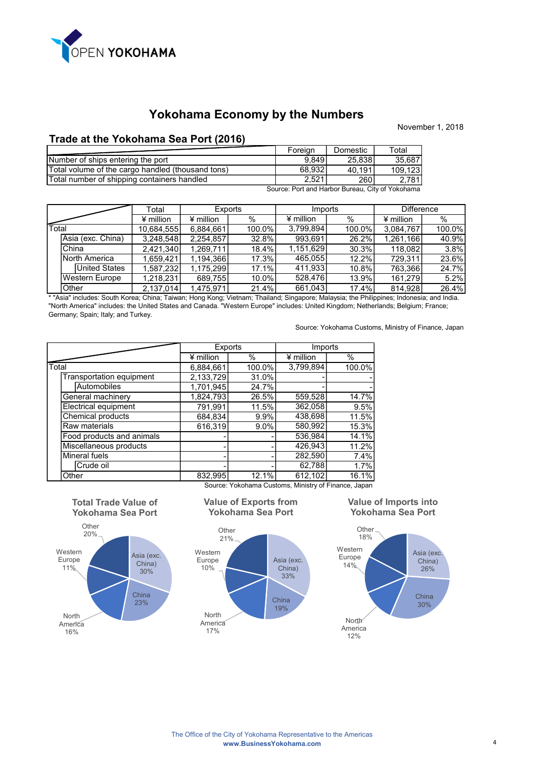# Yokohama Economy by the Numbers

November 1, 2018

## Trade at the Yokohama Sea Port (2016)

| | Foreign | Domestic | Total |
|---|---|---|---|
| Number of ships entering the port | 9,849 | 25,838 | 35,687 |
| Total volume of the cargo handled (thousand tons) | 68,932 | 40,191 | 109,123 |
| Total number of shipping containers handled | 2,521 | 260 | 2,781 |

Source: Port and Harbor Bureau, City of Yokohama

| | Total | Exports | | Imports | | Difference | |
|---|---|---|---|---|---|---|---|
| | ¥ million | ¥ million | % | ¥ million | % | ¥ million | % |
| Total | 10,684,555 | 6,884,661 | 100.0% | 3,799,894 | 100.0% | 3,084,767 | 100.0% |
| Asia (exc. China) | 3,248,548 | 2,254,857 | 32.8% | 993,691 | 26.2% | 1,261,166 | 40.9% |
| China | 2,421,340 | 1,269,711 | 18.4% | 1,151,629 | 30.3% | 118,082 | 3.8% |
| North America | 1,659,421 | 1,194,366 | 17.3% | 465,055 | 12.2% | 729,311 | 23.6% |
| United States | 1,587,232 | 1,175,299 | 17.1% | 411,933 | 10.8% | 763,366 | 24.7% |
| Western Europe | 1,218,231 | 689,755 | 10.0% | 528,476 | 13.9% | 161,279 | 5.2% |
| Other | 2,137,014 | 1,475,971 | 21.4% | 661,043 | 17.4% | 814,928 | 26.4% |

* "Asia" includes: South Korea; China; Taiwan; Hong Kong; Vietnam; Thailand; Singapore; Malaysia; the Philippines; Indonesia; and India. "North America" includes: the United States and Canada. "Western Europe" includes: United Kingdom; Netherlands; Belgium; France; Germany; Spain; Italy; and Turkey.

Source: Yokohama Customs, Ministry of Finance, Japan

| | Exports | | Imports | |
|---|---|---|---|---|
| | ¥ million | % | ¥ million | % |
| Total | 6,884,661 | 100.0% | 3,799,894 | 100.0% |
| Transportation equipment | 2,133,729 | 31.0% | - | - |
| Automobiles | 1,701,945 | 24.7% | - | - |
| General machinery | 1,824,793 | 26.5% | 559,528 | 14.7% |
| Electrical equipment | 791,991 | 11.5% | 362,058 | 9.5% |
| Chemical products | 684,834 | 9.9% | 438,698 | 11.5% |
| Raw materials | 616,319 | 9.0% | 580,992 | 15.3% |
| Food products and animals | - | - | 536,984 | 14.1% |
| Miscellaneous products | - | - | 426,943 | 11.2% |
| Mineral fuels | - | - | 282,590 | 7.4% |
| Crude oil | - | - | 62,788 | 1.7% |
| Other | 832,995 | 12.1% | 612,102 | 16.1% |

Source: Yokohama Customs, Ministry of Finance, Japan

**Total Trade Value of Yokohama Sea Port**

Asia (exc. China) 30%; China 23%; North America 16%; Western Europe 11%; Other 20%

**Value of Exports from Yokohama Sea Port**

Asia (exc. China) 33%; China 19%; North America 17%; Western Europe 10%; Other 21%

**Value of Imports into Yokohama Sea Port**

Asia (exc. China) 26%; China 30%; North America 12%; Western Europe 14%; Other 18%

The Office of the City of Yokohama Representative to the Americas
**www.BusinessYokohama.com**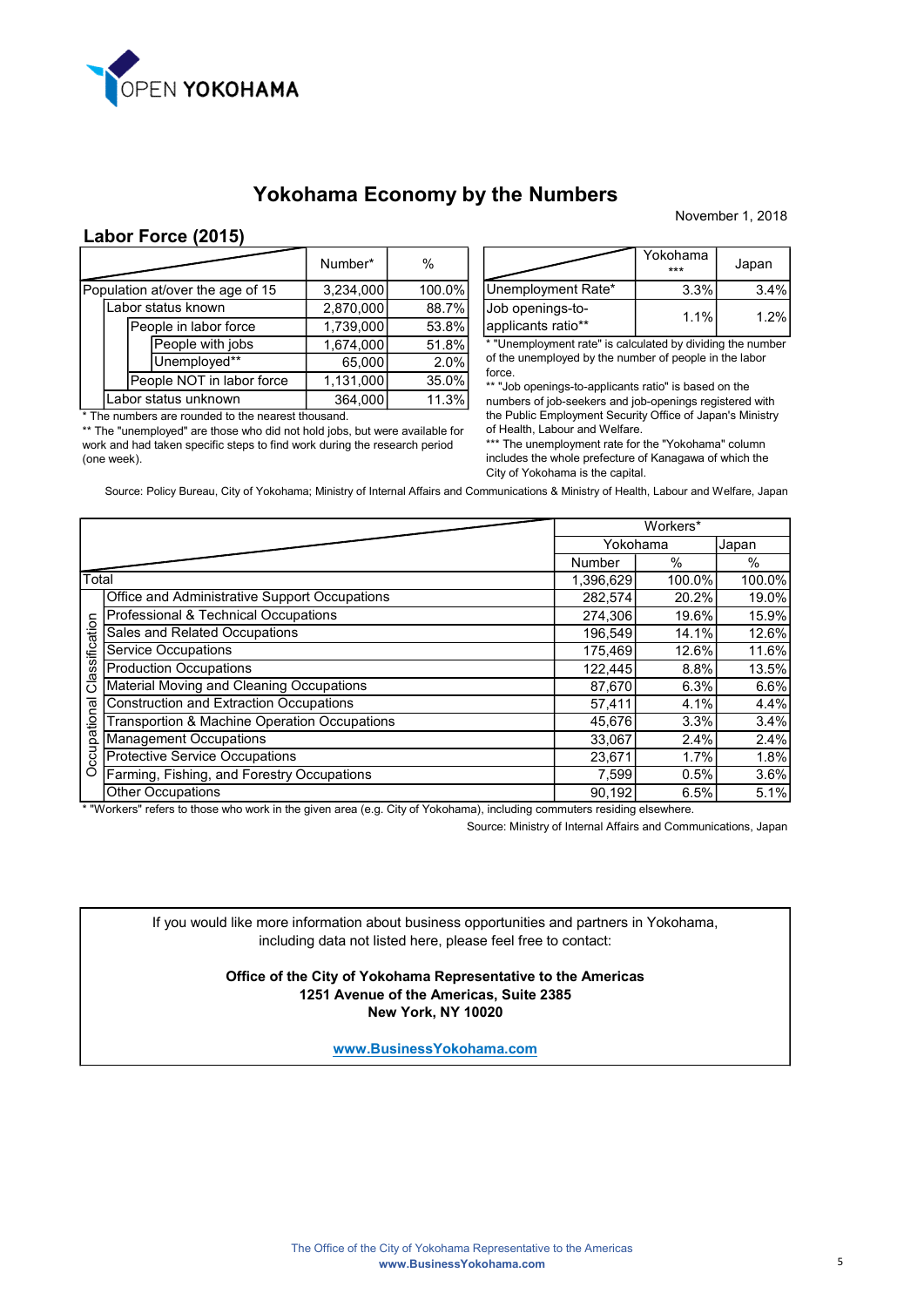OPEN YOKOHAMA

# Yokohama Economy by the Numbers

November 1, 2018

## Labor Force (2015)

| | Number* | % |
|---|---|---|
| Population at/over the age of 15 | 3,234,000 | 100.0% |
| Labor status known | 2,870,000 | 88.7% |
| People in labor force | 1,739,000 | 53.8% |
| People with jobs | 1,674,000 | 51.8% |
| Unemployed** | 65,000 | 2.0% |
| People NOT in labor force | 1,131,000 | 35.0% |
| Labor status unknown | 364,000 | 11.3% |

* The numbers are rounded to the nearest thousand.

** The "unemployed" are those who did not hold jobs, but were available for work and had taken specific steps to find work during the research period (one week).

| | Yokohama *** | Japan |
|---|---|---|
| Unemployment Rate* | 3.3% | 3.4% |
| Job openings-to-applicants ratio** | 1.1% | 1.2% |

* "Unemployment rate" is calculated by dividing the number of the unemployed by the number of people in the labor force.

** "Job openings-to-applicants ratio" is based on the numbers of job-seekers and job-openings registered with the Public Employment Security Office of Japan's Ministry of Health, Labour and Welfare.

*** The unemployment rate for the "Yokohama" column includes the whole prefecture of Kanagawa of which the City of Yokohama is the capital.

Source: Policy Bureau, City of Yokohama; Ministry of Internal Affairs and Communications & Ministry of Health, Labour and Welfare, Japan

| | | Workers* | | |
|---|---|---|---|---|
| | | Yokohama | | Japan |
| | | Number | % | % |
| Total | | 1,396,629 | 100.0% | 100.0% |
| Occupational Classification | Office and Administrative Support Occupations | 282,574 | 20.2% | 19.0% |
| | Professional & Technical Occupations | 274,306 | 19.6% | 15.9% |
| | Sales and Related Occupations | 196,549 | 14.1% | 12.6% |
| | Service Occupations | 175,469 | 12.6% | 11.6% |
| | Production Occupations | 122,445 | 8.8% | 13.5% |
| | Material Moving and Cleaning Occupations | 87,670 | 6.3% | 6.6% |
| | Construction and Extraction Occupations | 57,411 | 4.1% | 4.4% |
| | Transportation & Machine Operation Occupations | 45,676 | 3.3% | 3.4% |
| | Management Occupations | 33,067 | 2.4% | 2.4% |
| | Protective Service Occupations | 23,671 | 1.7% | 1.8% |
| | Farming, Fishing, and Forestry Occupations | 7,599 | 0.5% | 3.6% |
| | Other Occupations | 90,192 | 6.5% | 5.1% |

* "Workers" refers to those who work in the given area (e.g. City of Yokohama), including commuters residing elsewhere.

Source: Ministry of Internal Affairs and Communications, Japan

If you would like more information about business opportunities and partners in Yokohama, including data not listed here, please feel free to contact:

**Office of the City of Yokohama Representative to the Americas**
**1251 Avenue of the Americas, Suite 2385**
**New York, NY 10020**

**www.BusinessYokohama.com**